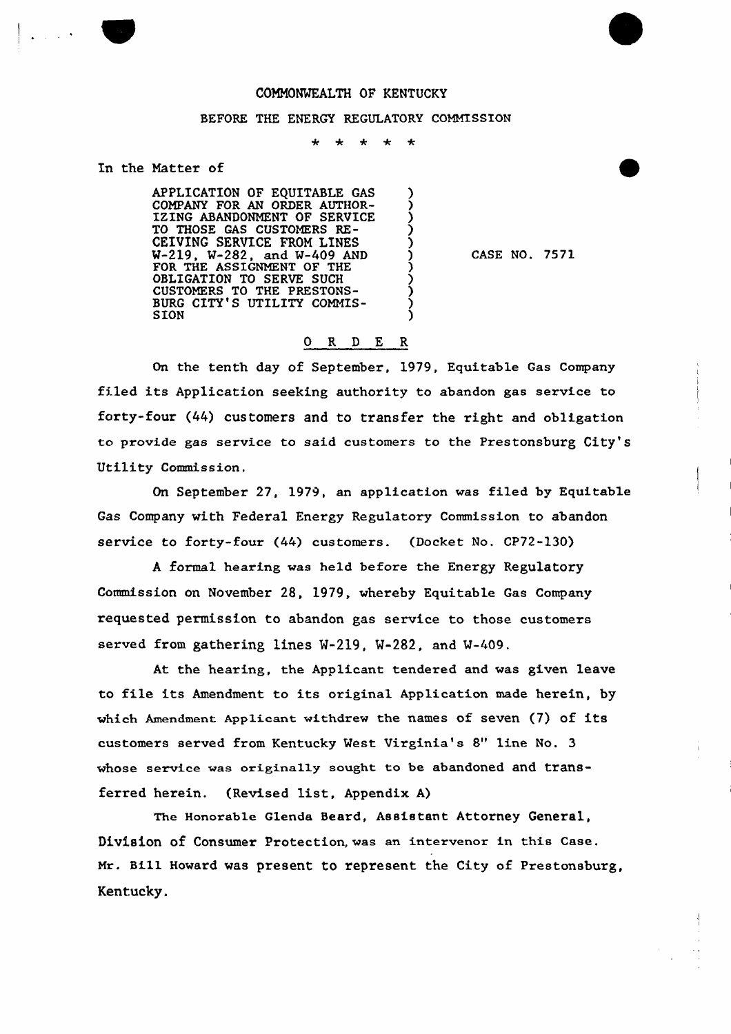COMMONWEALTH OF KENTUCKY

BEFORE THE ENERGY REGULATORY COMMISSION

\* \* \* \* \*

In the Matter of

APPLICATION OF EQUITABLE GAS COMPANY FOR AN ORDER AUTHORIZING ABANDONMENT OF SERVICE TO THOSE GAS CUSTOMERS RECEIVING SERVICE FROM LINES W-219, W-282, and W-409 AND FOR THE ASSIGNMENT OF THE OBLIGATION TO SERVE SUCH CUSTOMERS TO THE PRESTONSBURG CITY'S UTILITY COMMISSION ) CASE NO. 7571

O R D E R

On the tenth day of September, 1979, Equitable Gas Company filed its Application seeking authority to abandon gas service to forty-four (44) customers and to transfer the right and obligation to provide gas service to said customers to the Prestonsburg City's Utility Commission.

On September 27, 1979, an application was filed by Equitable Gas Company with Federal Energy Regulatory Commission to abandon service to forty-four (44) customers. (Docket No. CP72-130)

A formal hearing was held before the Energy Regulatory Commission on November 28, 1979, whereby Equitable Gas Company requested permission to abandon gas service to those customers served from gathering lines W-219, W-282, and W-409.

At the hearing, the Applicant tendered and was given leave to file its Amendment to its original Application made herein, by which Amendment Applicant withdrew the names of seven (7) of its customers served from Kentucky West Virginia's 8" line No. 3 whose service was originally sought to be abandoned and transferred herein. (Revised list, Appendix A)

The Honorable Glenda Beard, Assistant Attorney General, Division of Consumer Protection, was an intervenor in this Case. Mr. Bill Howard was present to represent the City of Prestonsburg, Kentucky.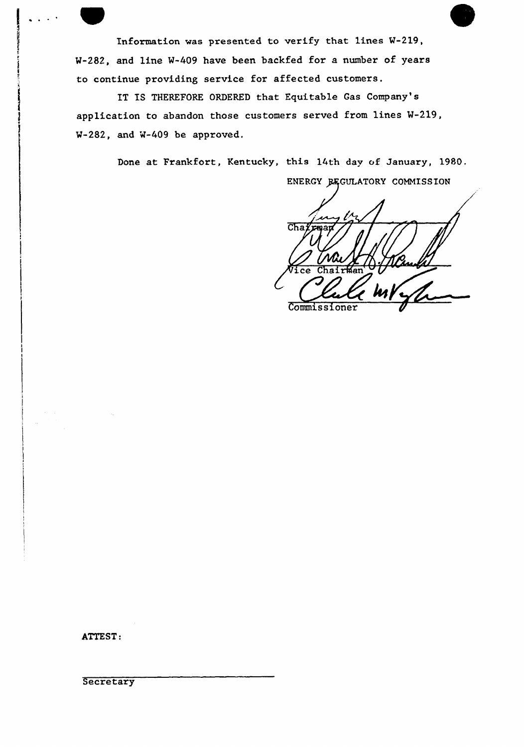Information was presented to verify that lines W-219, W-282, and line W-409 have been backfed for a number of years to continue providing service for affected customers.

IT IS THEREFORE ORDERED that Equitable Gas Company's application to abandon those customers served from lines W-219, W-282, and W-409 be approved.

Done at Frankfort, Kentucky, this 14th day of January, 1980.

ENERGY REGULATORY COMMISSION

Chairman

Vice Chairman

Commissioner

ATTEST:

Secretary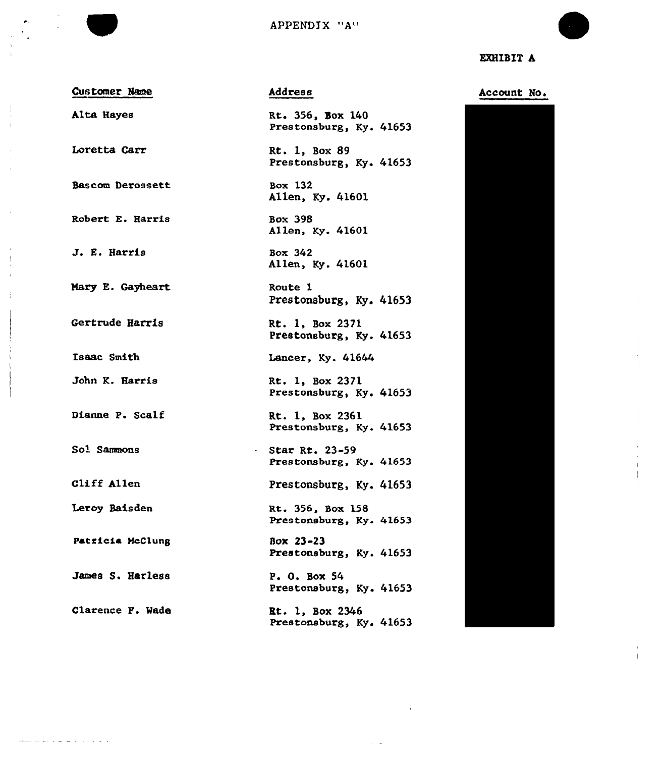APPENDIX "A"

EXHIBIT A

| Customer Name | Address | Account No. |
|---|---|---|
| Alta Hayes | Rt. 356, Box 140 Prestonsburg, Ky. 41653 | |
| Loretta Carr | Rt. 1, Box 89 Prestonsburg, Ky. 41653 | |
| Bascom Derossett | Box 132 Allen, Ky. 41601 | |
| Robert E. Harris | Box 398 Allen, Ky. 41601 | |
| J. E. Harris | Box 342 Allen, Ky. 41601 | |
| Mary E. Gayheart | Route 1 Prestonsburg, Ky. 41653 | |
| Gertrude Harris | Rt. 1, Box 2371 Prestonsburg, Ky. 41653 | |
| Isaac Smith | Lancer, Ky. 41644 | |
| John K. Harris | Rt. 1, Box 2371 Prestonsburg, Ky. 41653 | |
| Dianne P. Scalf | Rt. 1, Box 2361 Prestonsburg, Ky. 41653 | |
| Sol Sammons | Star Rt. 23-59 Prestonsburg, Ky. 41653 | |
| Cliff Allen | Prestonsburg, Ky. 41653 | |
| Leroy Baisden | Rt. 356, Box 158 Prestonsburg, Ky. 41653 | |
| Patricia McClung | Box 23-23 Prestonsburg, Ky. 41653 | |
| James S. Harless | P. O. Box 54 Prestonsburg, Ky. 41653 | |
| Clarence F. Wade | Rt. 1, Box 2346 Prestonsburg, Ky. 41653 | |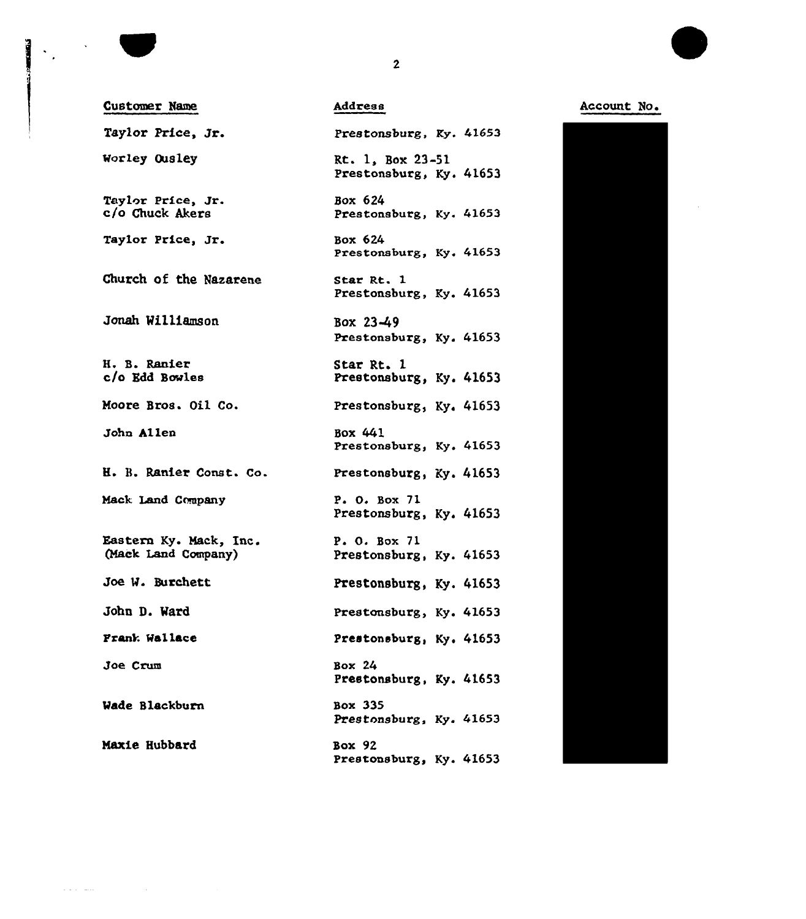| Customer Name | Address | Account No. |
|---|---|---|
| Taylor Price, Jr. | Prestonsburg, Ky. 41653 | |
| Worley Ousley | Rt. 1, Box 23-51<br>Prestonsburg, Ky. 41653 | |
| Taylor Price, Jr.<br>c/o Chuck Akers | Box 624<br>Prestonsburg, Ky. 41653 | |
| Taylor Price, Jr. | Box 624<br>Prestonsburg, Ky. 41653 | |
| Church of the Nazarene | Star Rt. 1<br>Prestonsburg, Ky. 41653 | |
| Jonah Williamson | Box 23-49<br>Prestonsburg, Ky. 41653 | |
| H. B. Ranier<br>c/o Edd Bowles | Star Rt. 1<br>Prestonsburg, Ky. 41653 | |
| Moore Bros. Oil Co. | Prestonsburg, Ky. 41653 | |
| John Allen | Box 441<br>Prestonsburg, Ky. 41653 | |
| H. B. Ranier Const. Co. | Prestonsburg, Ky. 41653 | |
| Mack Land Company | P. O. Box 71<br>Prestonsburg, Ky. 41653 | |
| Eastern Ky. Mack, Inc.<br>(Mack Land Company) | P. O. Box 71<br>Prestonsburg, Ky. 41653 | |
| Joe W. Burchett | Prestonsburg, Ky. 41653 | |
| John D. Ward | Prestonsburg, Ky. 41653 | |
| Frank Wallace | Prestonsburg, Ky. 41653 | |
| Joe Crum | Box 24<br>Prestonsburg, Ky. 41653 | |
| Wade Blackburn | Box 335<br>Prestonsburg, Ky. 41653 | |
| Maxie Hubbard | Box 92<br>Prestonsburg, Ky. 41653 | |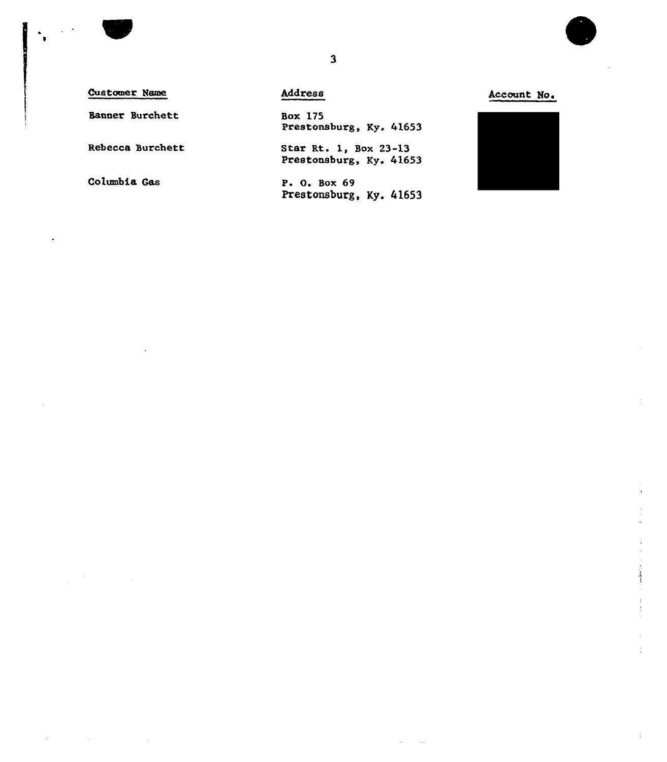| Customer Name | Address | Account No. |
|---|---|---|
| Banner Burchett | Box 175 Prestonsburg, Ky. 41653 | |
| Rebecca Burchett | Star Rt. 1, Box 23-13 Prestonsburg, Ky. 41653 | |
| Columbia Gas | P. O. Box 69 Prestonsburg, Ky. 41653 | |